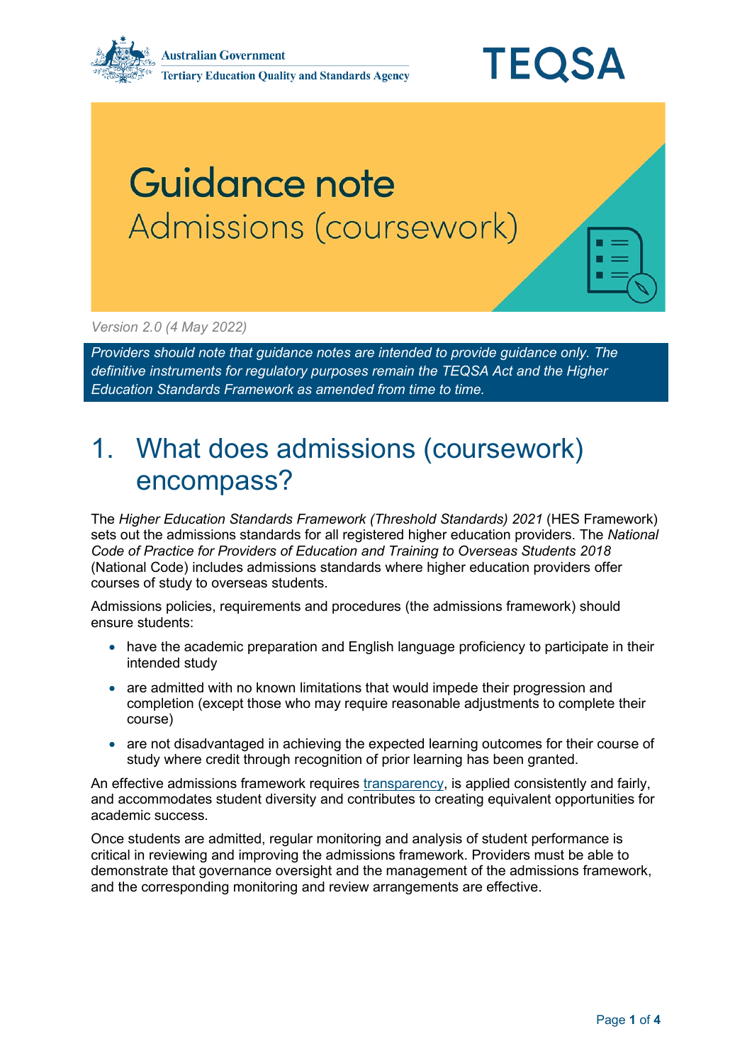Australian Government

Tertiary Education Quality and Standards Agency

TEQSA

# Guidance note

## Admissions (coursework)

*Version 2.0 (4 May 2022)*

*Providers should note that guidance notes are intended to provide guidance only. The definitive instruments for regulatory purposes remain the TEQSA Act and the Higher Education Standards Framework as amended from time to time.*

## 1. What does admissions (coursework) encompass?

The *Higher Education Standards Framework (Threshold Standards) 2021* (HES Framework) sets out the admissions standards for all registered higher education providers. The *National Code of Practice for Providers of Education and Training to Overseas Students 2018* (National Code) includes admissions standards where higher education providers offer courses of study to overseas students.

Admissions policies, requirements and procedures (the admissions framework) should ensure students:

- have the academic preparation and English language proficiency to participate in their intended study
- are admitted with no known limitations that would impede their progression and completion (except those who may require reasonable adjustments to complete their course)
- are not disadvantaged in achieving the expected learning outcomes for their course of study where credit through recognition of prior learning has been granted.

An effective admissions framework requires transparency, is applied consistently and fairly, and accommodates student diversity and contributes to creating equivalent opportunities for academic success.

Once students are admitted, regular monitoring and analysis of student performance is critical in reviewing and improving the admissions framework. Providers must be able to demonstrate that governance oversight and the management of the admissions framework, and the corresponding monitoring and review arrangements are effective.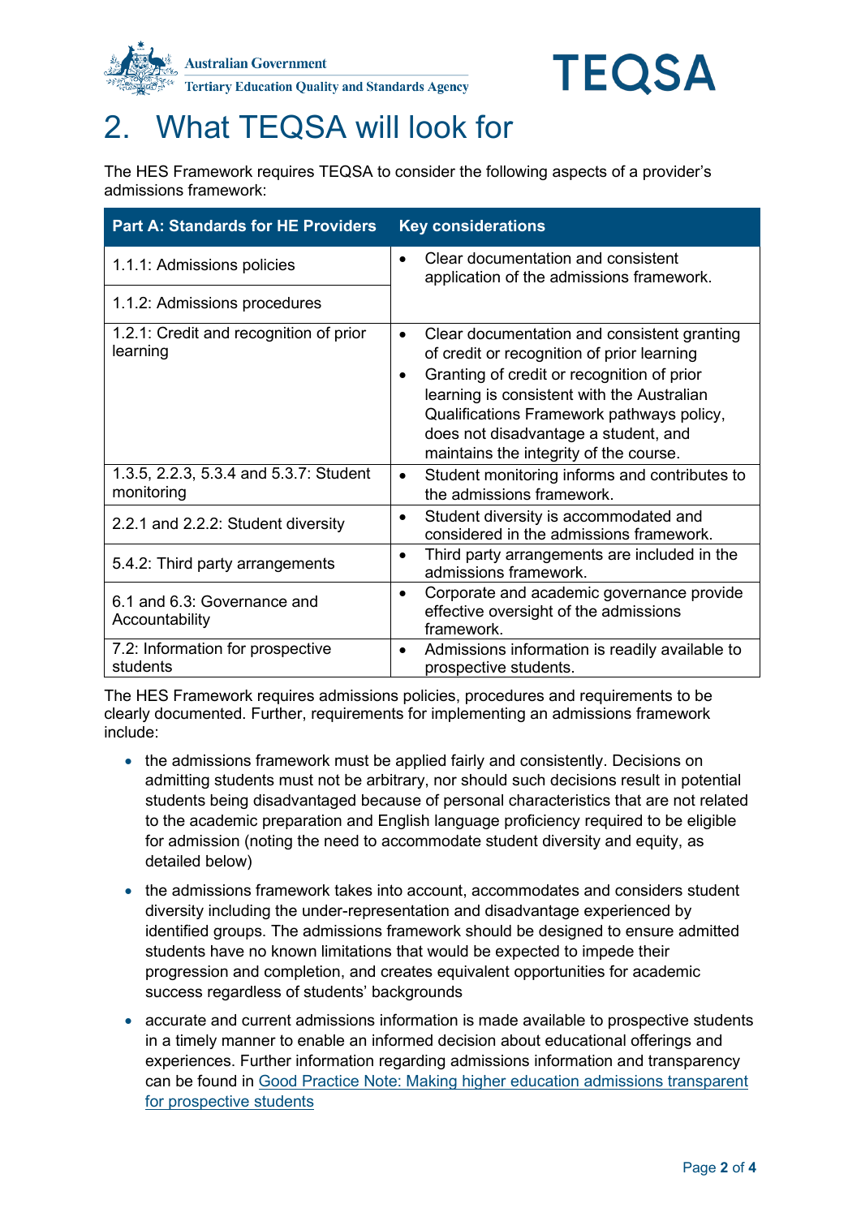# 2. What TEQSA will look for

The HES Framework requires TEQSA to consider the following aspects of a provider's admissions framework:

| Part A: Standards for HE Providers | Key considerations |
| --- | --- |
| 1.1.1: Admissions policies | • Clear documentation and consistent application of the admissions framework. |
| 1.1.2: Admissions procedures | |
| 1.2.1: Credit and recognition of prior learning | • Clear documentation and consistent granting of credit or recognition of prior learning<br>• Granting of credit or recognition of prior learning is consistent with the Australian Qualifications Framework pathways policy, does not disadvantage a student, and maintains the integrity of the course. |
| 1.3.5, 2.2.3, 5.3.4 and 5.3.7: Student monitoring | • Student monitoring informs and contributes to the admissions framework. |
| 2.2.1 and 2.2.2: Student diversity | • Student diversity is accommodated and considered in the admissions framework. |
| 5.4.2: Third party arrangements | • Third party arrangements are included in the admissions framework. |
| 6.1 and 6.3: Governance and Accountability | • Corporate and academic governance provide effective oversight of the admissions framework. |
| 7.2: Information for prospective students | • Admissions information is readily available to prospective students. |

The HES Framework requires admissions policies, procedures and requirements to be clearly documented. Further, requirements for implementing an admissions framework include:

- the admissions framework must be applied fairly and consistently. Decisions on admitting students must not be arbitrary, nor should such decisions result in potential students being disadvantaged because of personal characteristics that are not related to the academic preparation and English language proficiency required to be eligible for admission (noting the need to accommodate student diversity and equity, as detailed below)
- the admissions framework takes into account, accommodates and considers student diversity including the under-representation and disadvantage experienced by identified groups. The admissions framework should be designed to ensure admitted students have no known limitations that would be expected to impede their progression and completion, and creates equivalent opportunities for academic success regardless of students' backgrounds
- accurate and current admissions information is made available to prospective students in a timely manner to enable an informed decision about educational offerings and experiences. Further information regarding admissions information and transparency can be found in Good Practice Note: Making higher education admissions transparent for prospective students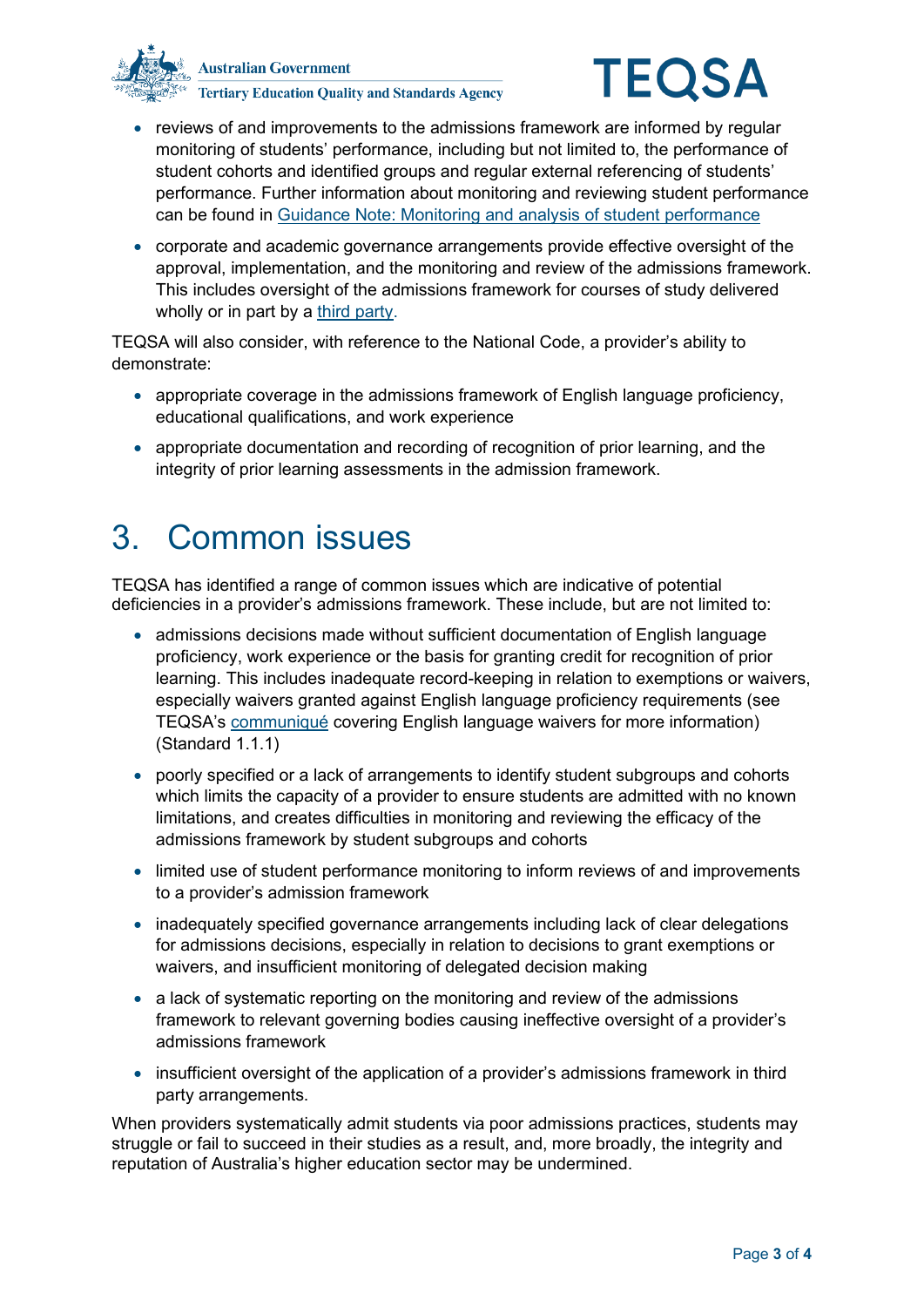- reviews of and improvements to the admissions framework are informed by regular monitoring of students' performance, including but not limited to, the performance of student cohorts and identified groups and regular external referencing of students' performance. Further information about monitoring and reviewing student performance can be found in Guidance Note: Monitoring and analysis of student performance
- corporate and academic governance arrangements provide effective oversight of the approval, implementation, and the monitoring and review of the admissions framework. This includes oversight of the admissions framework for courses of study delivered wholly or in part by a third party.

TEQSA will also consider, with reference to the National Code, a provider's ability to demonstrate:

- appropriate coverage in the admissions framework of English language proficiency, educational qualifications, and work experience
- appropriate documentation and recording of recognition of prior learning, and the integrity of prior learning assessments in the admission framework.

# 3. Common issues

TEQSA has identified a range of common issues which are indicative of potential deficiencies in a provider's admissions framework. These include, but are not limited to:

- admissions decisions made without sufficient documentation of English language proficiency, work experience or the basis for granting credit for recognition of prior learning. This includes inadequate record-keeping in relation to exemptions or waivers, especially waivers granted against English language proficiency requirements (see TEQSA's communiqué covering English language waivers for more information) (Standard 1.1.1)
- poorly specified or a lack of arrangements to identify student subgroups and cohorts which limits the capacity of a provider to ensure students are admitted with no known limitations, and creates difficulties in monitoring and reviewing the efficacy of the admissions framework by student subgroups and cohorts
- limited use of student performance monitoring to inform reviews of and improvements to a provider's admission framework
- inadequately specified governance arrangements including lack of clear delegations for admissions decisions, especially in relation to decisions to grant exemptions or waivers, and insufficient monitoring of delegated decision making
- a lack of systematic reporting on the monitoring and review of the admissions framework to relevant governing bodies causing ineffective oversight of a provider's admissions framework
- insufficient oversight of the application of a provider's admissions framework in third party arrangements.

When providers systematically admit students via poor admissions practices, students may struggle or fail to succeed in their studies as a result, and, more broadly, the integrity and reputation of Australia's higher education sector may be undermined.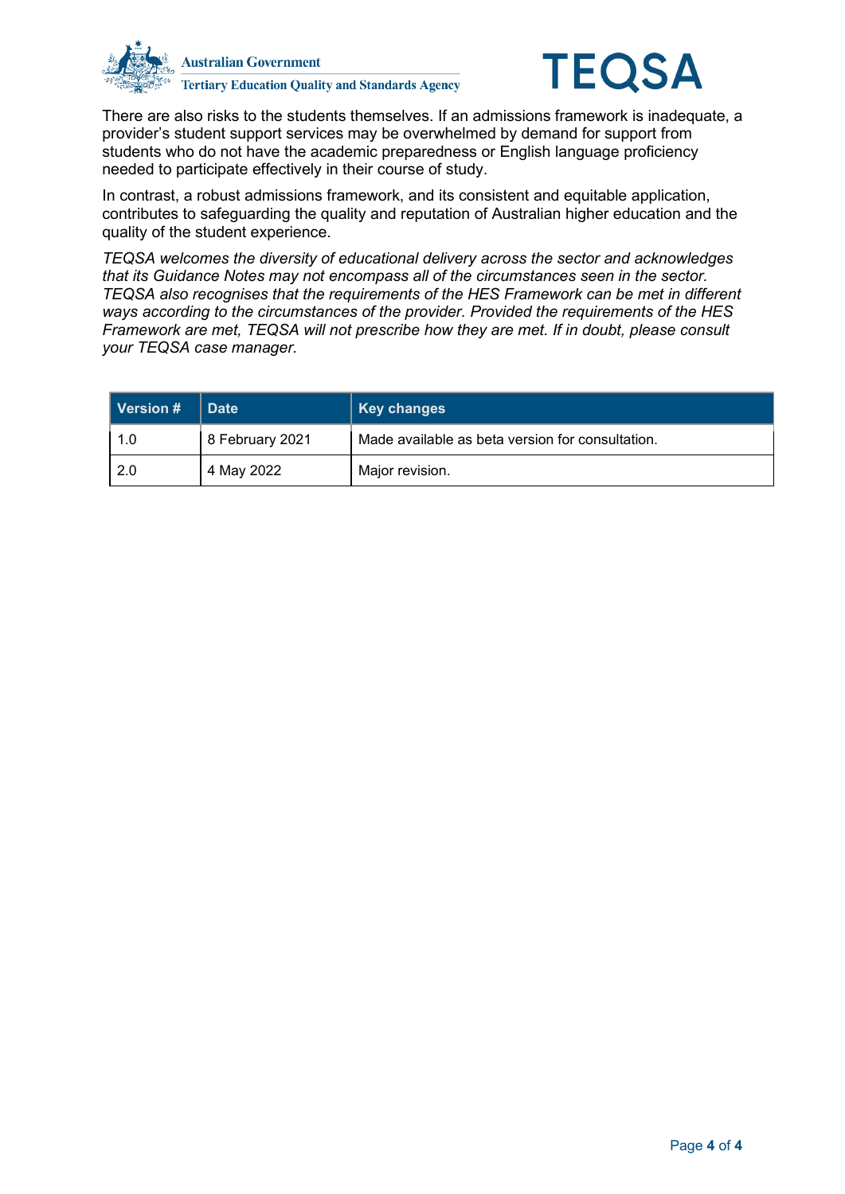There are also risks to the students themselves. If an admissions framework is inadequate, a provider's student support services may be overwhelmed by demand for support from students who do not have the academic preparedness or English language proficiency needed to participate effectively in their course of study.

In contrast, a robust admissions framework, and its consistent and equitable application, contributes to safeguarding the quality and reputation of Australian higher education and the quality of the student experience.

*TEQSA welcomes the diversity of educational delivery across the sector and acknowledges that its Guidance Notes may not encompass all of the circumstances seen in the sector. TEQSA also recognises that the requirements of the HES Framework can be met in different ways according to the circumstances of the provider. Provided the requirements of the HES Framework are met, TEQSA will not prescribe how they are met. If in doubt, please consult your TEQSA case manager.*

| Version # | Date | Key changes |
|---|---|---|
| 1.0 | 8 February 2021 | Made available as beta version for consultation. |
| 2.0 | 4 May 2022 | Major revision. |